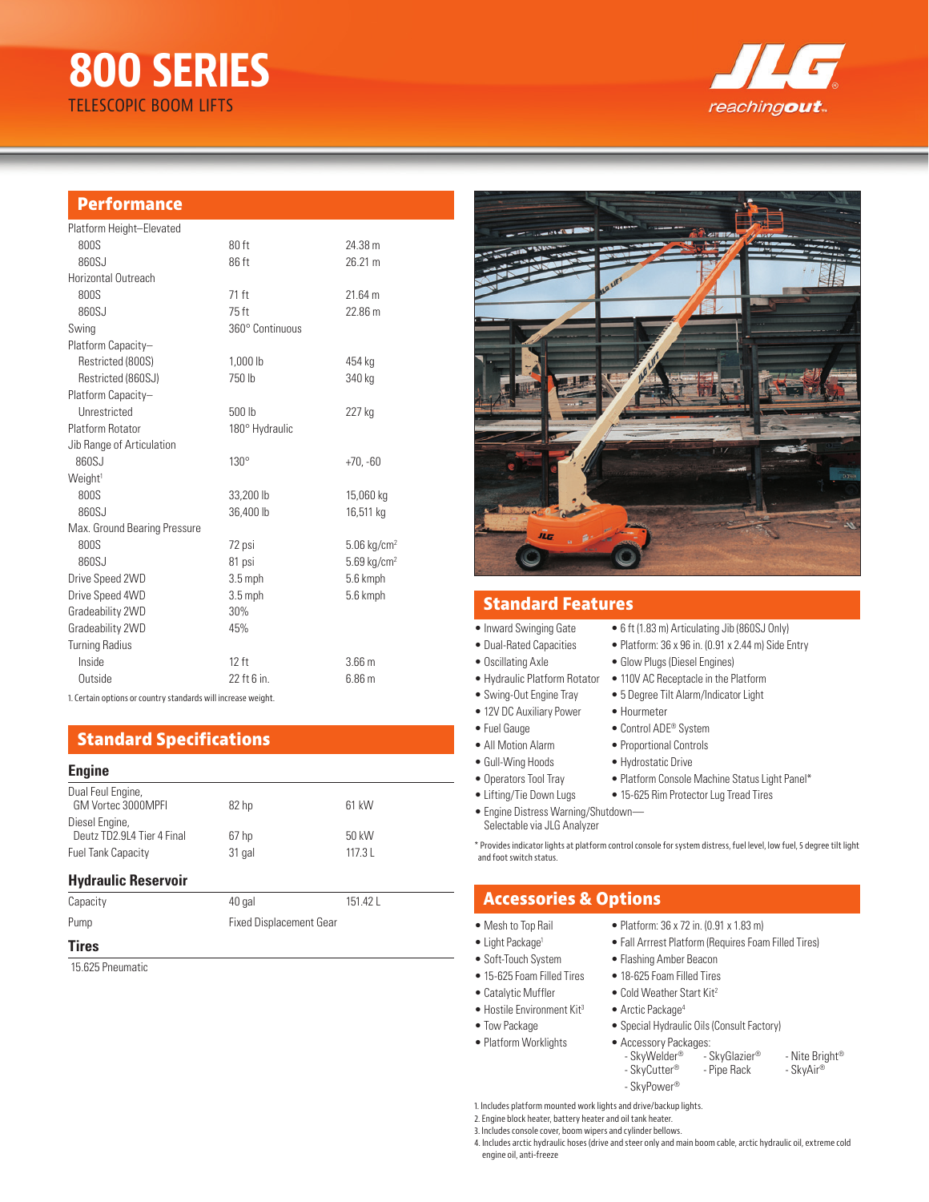# 800 SERIES

TELESCOPIC BOOM LIFTS

## Performance

| | | |
|---|---|---|
| Platform Height–Elevated | | |
| 800S | 80 ft | 24.38 m |
| 860SJ | 86 ft | 26.21 m |
| Horizontal Outreach | | |
| 800S | 71 ft | 21.64 m |
| 860SJ | 75 ft | 22.86 m |
| Swing | 360° Continuous | |
| Platform Capacity– | | |
| Restricted (800S) | 1,000 lb | 454 kg |
| Restricted (860SJ) | 750 lb | 340 kg |
| Platform Capacity– | | |
| Unrestricted | 500 lb | 227 kg |
| Platform Rotator | 180° Hydraulic | |
| Jib Range of Articulation | | |
| 860SJ | 130° | +70, -60 |
| Weight[1] | | |
| 800S | 33,200 lb | 15,060 kg |
| 860SJ | 36,400 lb | 16,511 kg |
| Max. Ground Bearing Pressure | | |
| 800S | 72 psi | 5.06 kg/cm² |
| 860SJ | 81 psi | 5.69 kg/cm² |
| Drive Speed 2WD | 3.5 mph | 5.6 kmph |
| Drive Speed 4WD | 3.5 mph | 5.6 kmph |
| Gradeability 2WD | 30% | |
| Gradeability 2WD | 45% | |
| Turning Radius | | |
| Inside | 12 ft | 3.66 m |
| Outside | 22 ft 6 in. | 6.86 m |

1. Certain options or country standards will increase weight.

## Standard Specifications

### Engine

| | | |
|---|---|---|
| Dual Feul Engine, GM Vortec 3000MPFI | 82 hp | 61 kW |
| Diesel Engine, Deutz TD2.9L4 Tier 4 Final | 67 hp | 50 kW |
| Fuel Tank Capacity | 31 gal | 117.3 L |

### Hydraulic Reservoir

| | | |
|---|---|---|
| Capacity | 40 gal | 151.42 L |
| Pump | Fixed Displacement Gear | |

### Tires

15.625 Pneumatic

## Standard Features

- Inward Swinging Gate
- Dual-Rated Capacities
- Oscillating Axle
- Hydraulic Platform Rotator
- Swing-Out Engine Tray
- 12V DC Auxiliary Power
- Fuel Gauge
- All Motion Alarm
- Gull-Wing Hoods
- Operators Tool Tray
- Lifting/Tie Down Lugs
- Engine Distress Warning/Shutdown—Selectable via JLG Analyzer
- 6 ft (1.83 m) Articulating Jib (860SJ Only)
- Platform: 36 x 96 in. (0.91 x 2.44 m) Side Entry
- Glow Plugs (Diesel Engines)
- 110V AC Receptacle in the Platform
- 5 Degree Tilt Alarm/Indicator Light
- Hourmeter
- Control ADE® System
- Proportional Controls
- Hydrostatic Drive
- Platform Console Machine Status Light Panel*
- 15-625 Rim Protector Lug Tread Tires

* Provides indicator lights at platform control console for system distress, fuel level, low fuel, 5 degree tilt light and foot switch status.

## Accessories & Options

- Mesh to Top Rail
- Light Package[1]
- Soft-Touch System
- 15-625 Foam Filled Tires
- Catalytic Muffler
- Hostile Environment Kit[3]
- Tow Package
- Platform Worklights
- Platform: 36 x 72 in. (0.91 x 1.83 m)
- Fall Arrrest Platform (Requires Foam Filled Tires)
- Flashing Amber Beacon
- 18-625 Foam Filled Tires
- Cold Weather Start Kit[2]
- Arctic Package[4]
- Special Hydraulic Oils (Consult Factory)
- Accessory Packages:
  - SkyWelder®
  - SkyGlazier®
  - Nite Bright®
  - SkyCutter®
  - Pipe Rack
  - SkyAir®
  - SkyPower®

1. Includes platform mounted work lights and drive/backup lights.
2. Engine block heater, battery heater and oil tank heater.
3. Includes console cover, boom wipers and cylinder bellows.
4. Includes arctic hydraulic hoses (drive and steer only and main boom cable, arctic hydraulic oil, extreme cold engine oil, anti-freeze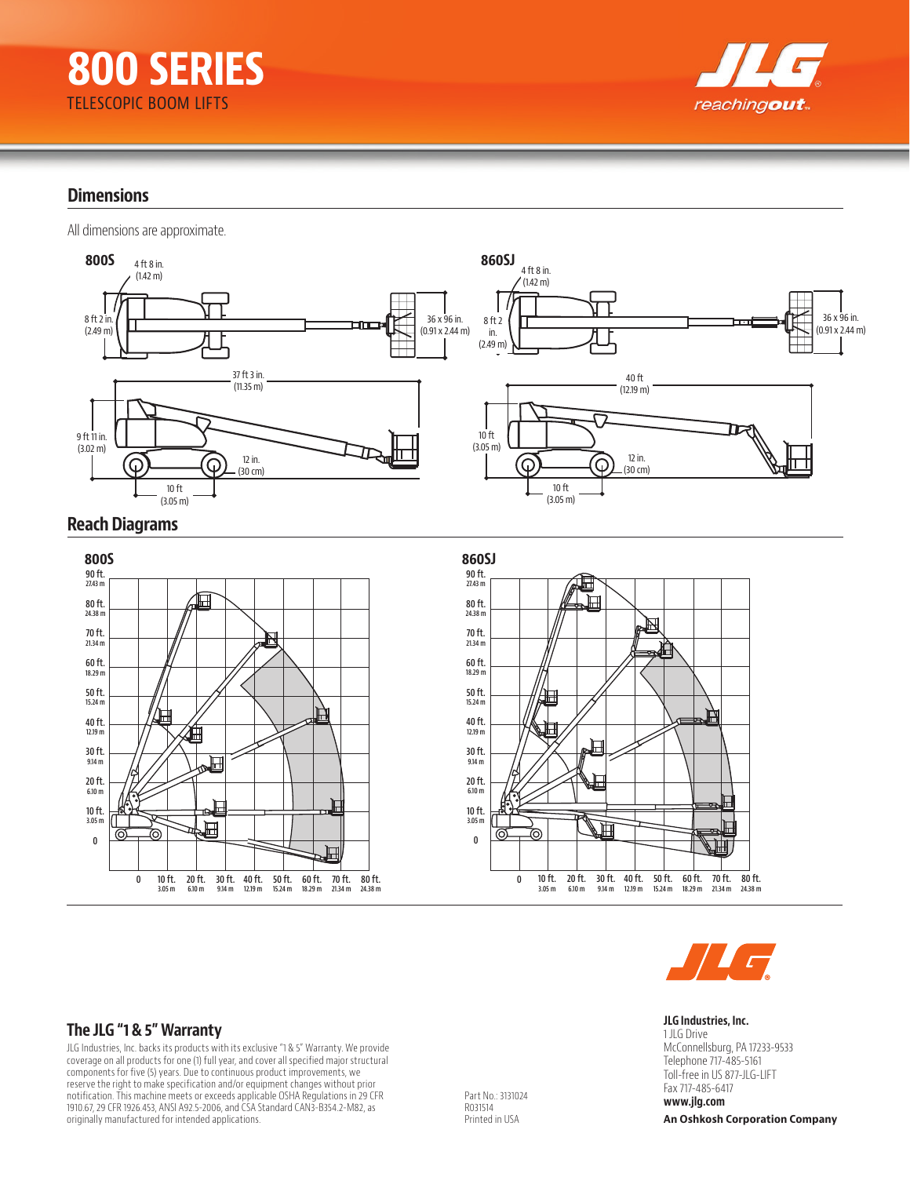# 800 SERIES

TELESCOPIC BOOM LIFTS

## Dimensions

All dimensions are approximate.

### 800S

4 ft 8 in. (1.42 m)

8 ft 2 in. (2.49 m)

36 x 96 in. (0.91 x 2.44 m)

37 ft 3 in. (11.35 m)

9 ft 11 in. (3.02 m)

12 in. (30 cm)

10 ft (3.05 m)

### 860SJ

4 ft 8 in. (1.42 m)

8 ft 2 in. (2.49 m)

36 x 96 in. (0.91 x 2.44 m)

40 ft (12.19 m)

10 ft (3.05 m)

12 in. (30 cm)

10 ft (3.05 m)

## Reach Diagrams

### 800S

90 ft. 27.43 m
80 ft. 24.38 m
70 ft. 21.34 m
60 ft. 18.29 m
50 ft. 15.24 m
40 ft. 12.19 m
30 ft. 9.14 m
20 ft. 6.10 m
10 ft. 3.05 m
0

0, 10 ft. 3.05 m, 20 ft. 6.10 m, 30 ft. 9.14 m, 40 ft. 12.19 m, 50 ft. 15.24 m, 60 ft. 18.29 m, 70 ft. 21.34 m, 80 ft. 24.38 m

### 860SJ

90 ft. 27.43 m
80 ft. 24.38 m
70 ft. 21.34 m
60 ft. 18.29 m
50 ft. 15.24 m
40 ft. 12.19 m
30 ft. 9.14 m
20 ft. 6.10 m
10 ft. 3.05 m
0

0, 10 ft. 3.05 m, 20 ft. 6.10 m, 30 ft. 9.14 m, 40 ft. 12.19 m, 50 ft. 15.24 m, 60 ft. 18.29 m, 70 ft. 21.34 m, 80 ft. 24.38 m

## The JLG "1 & 5" Warranty

JLG Industries, Inc. backs its products with its exclusive "1 & 5" Warranty. We provide coverage on all products for one (1) full year, and cover all specified major structural components for five (5) years. Due to continuous product improvements, we reserve the right to make specification and/or equipment changes without prior notification. This machine meets or exceeds applicable OSHA Regulations in 29 CFR 1910.67, 29 CFR 1926.453, ANSI A92.5-2006, and CSA Standard CAN3-B354.2-M82, as originally manufactured for intended applications.

Part No.: 3131024
R031514
Printed in USA

**JLG Industries, Inc.**
1 JLG Drive
McConnellsburg, PA 17233-9533
Telephone 717-485-5161
Toll-free in US 877-JLG-LIFT
Fax 717-485-6417
**www.jlg.com**
**An Oshkosh Corporation Company**